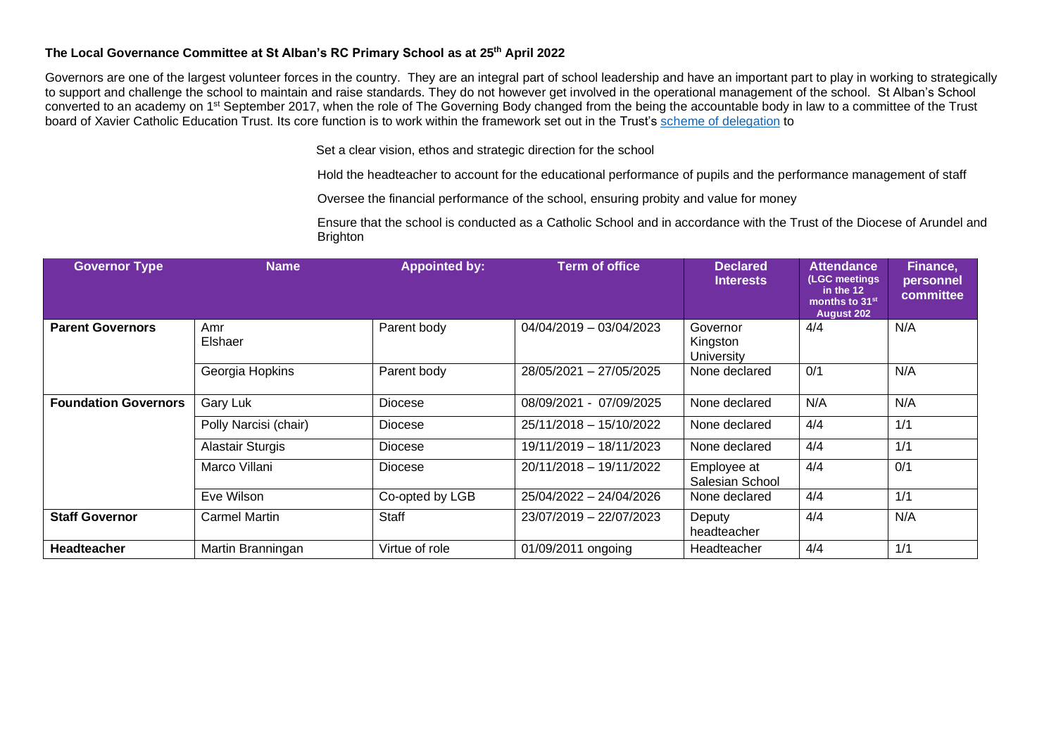**The Local Governance Committee at St Alban's RC Primary School as at 25th April 2022**

Governors are one of the largest volunteer forces in the country. They are an integral part of school leadership and have an important part to play in working to strategically to support and challenge the school to maintain and raise standards. They do not however get involved in the operational management of the school. St Alban's School converted to an academy on 1st September 2017, when the role of The Governing Body changed from the being the accountable body in law to a committee of the Trust board of Xavier Catholic Education Trust. Its core function is to work within the framework set out in the Trust's scheme of delegation to

Set a clear vision, ethos and strategic direction for the school

Hold the headteacher to account for the educational performance of pupils and the performance management of staff

Oversee the financial performance of the school, ensuring probity and value for money

Ensure that the school is conducted as a Catholic School and in accordance with the Trust of the Diocese of Arundel and Brighton

| Governor Type | Name | Appointed by: | Term of office | Declared Interests | Attendance (LGC meetings in the 12 months to 31st August 202 | Finance, personnel committee |
|---|---|---|---|---|---|---|
| **Parent Governors** | Amr Elshaer | Parent body | 04/04/2019 – 03/04/2023 | Governor Kingston University | 4/4 | N/A |
| | Georgia Hopkins | Parent body | 28/05/2021 – 27/05/2025 | None declared | 0/1 | N/A |
| **Foundation Governors** | Gary Luk | Diocese | 08/09/2021 - 07/09/2025 | None declared | N/A | N/A |
| | Polly Narcisi (chair) | Diocese | 25/11/2018 – 15/10/2022 | None declared | 4/4 | 1/1 |
| | Alastair Sturgis | Diocese | 19/11/2019 – 18/11/2023 | None declared | 4/4 | 1/1 |
| | Marco Villani | Diocese | 20/11/2018 – 19/11/2022 | Employee at Salesian School | 4/4 | 0/1 |
| | Eve Wilson | Co-opted by LGB | 25/04/2022 – 24/04/2026 | None declared | 4/4 | 1/1 |
| **Staff Governor** | Carmel Martin | Staff | 23/07/2019 – 22/07/2023 | Deputy headteacher | 4/4 | N/A |
| **Headteacher** | Martin Branningan | Virtue of role | 01/09/2011 ongoing | Headteacher | 4/4 | 1/1 |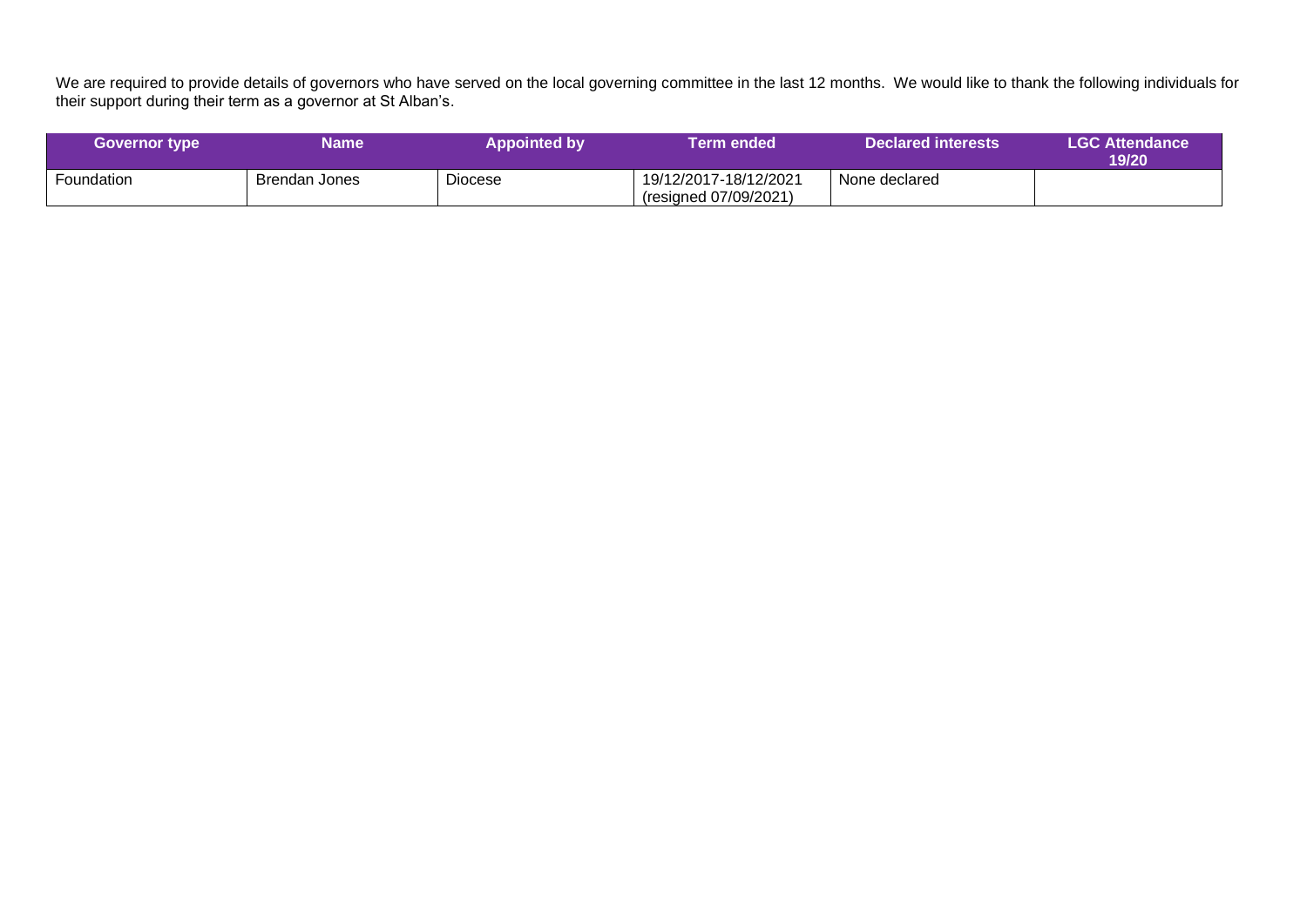We are required to provide details of governors who have served on the local governing committee in the last 12 months. We would like to thank the following individuals for their support during their term as a governor at St Alban's.

| Governor type | Name | Appointed by | Term ended | Declared interests | LGC Attendance 19/20 |
|---|---|---|---|---|---|
| Foundation | Brendan Jones | Diocese | 19/12/2017-18/12/2021 (resigned 07/09/2021) | None declared | |